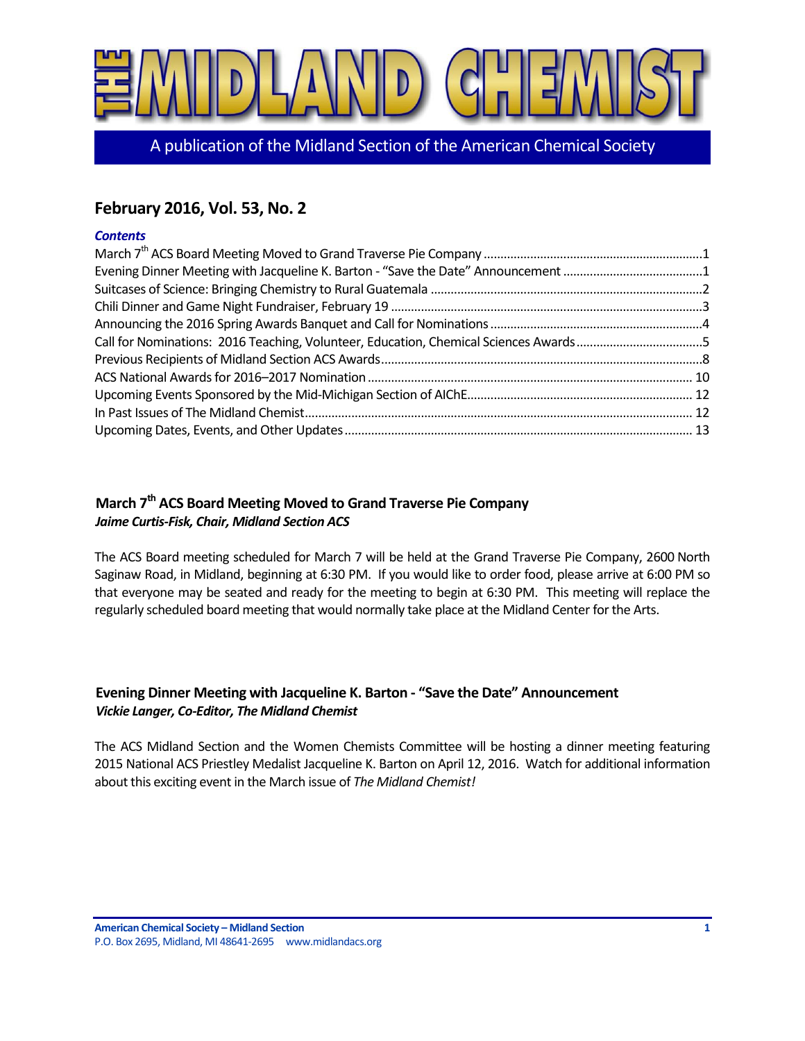# THE MIDLAND CHEMIST

A publication of the Midland Section of the American Chemical Society

## February 2016, Vol. 53, No. 2

***Contents***

March 7th ACS Board Meeting Moved to Grand Traverse Pie Company ....................1
Evening Dinner Meeting with Jacqueline K. Barton - "Save the Date" Announcement ....................1
Suitcases of Science: Bringing Chemistry to Rural Guatemala ....................2
Chili Dinner and Game Night Fundraiser, February 19 ....................3
Announcing the 2016 Spring Awards Banquet and Call for Nominations ....................4
Call for Nominations: 2016 Teaching, Volunteer, Education, Chemical Sciences Awards ....................5
Previous Recipients of Midland Section ACS Awards ....................8
ACS National Awards for 2016–2017 Nomination ....................10
Upcoming Events Sponsored by the Mid-Michigan Section of AIChE ....................12
In Past Issues of The Midland Chemist ....................12
Upcoming Dates, Events, and Other Updates ....................13

### March 7th ACS Board Meeting Moved to Grand Traverse Pie Company

***Jaime Curtis-Fisk, Chair, Midland Section ACS***

The ACS Board meeting scheduled for March 7 will be held at the Grand Traverse Pie Company, 2600 North Saginaw Road, in Midland, beginning at 6:30 PM. If you would like to order food, please arrive at 6:00 PM so that everyone may be seated and ready for the meeting to begin at 6:30 PM. This meeting will replace the regularly scheduled board meeting that would normally take place at the Midland Center for the Arts.

### Evening Dinner Meeting with Jacqueline K. Barton - "Save the Date" Announcement

***Vickie Langer, Co-Editor, The Midland Chemist***

The ACS Midland Section and the Women Chemists Committee will be hosting a dinner meeting featuring 2015 National ACS Priestley Medalist Jacqueline K. Barton on April 12, 2016. Watch for additional information about this exciting event in the March issue of *The Midland Chemist!*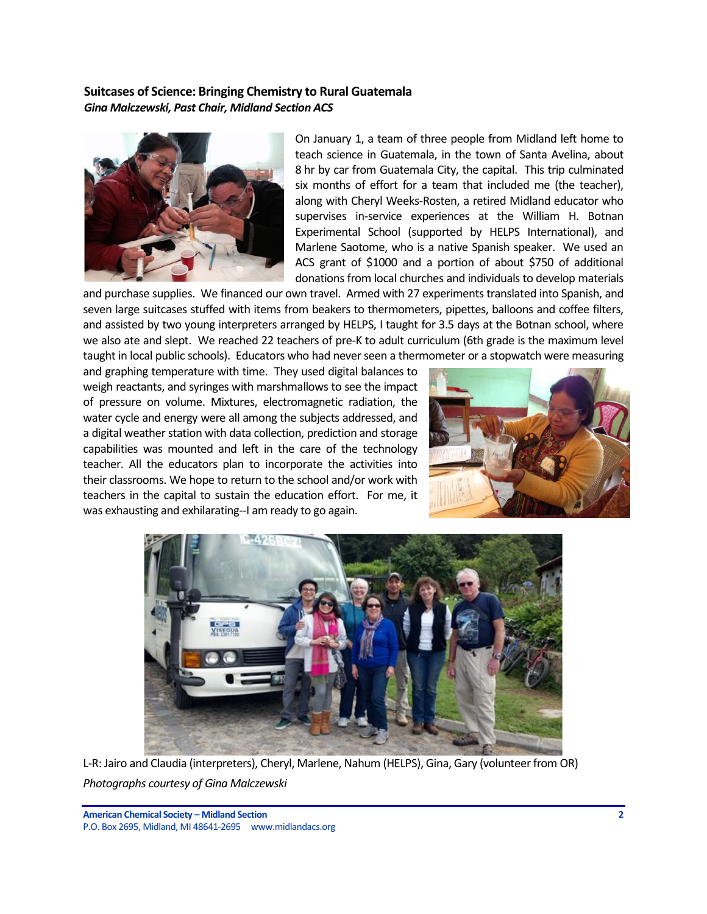## Suitcases of Science: Bringing Chemistry to Rural Guatemala

***Gina Malczewski, Past Chair, Midland Section ACS***

On January 1, a team of three people from Midland left home to teach science in Guatemala, in the town of Santa Avelina, about 8 hr by car from Guatemala City, the capital. This trip culminated six months of effort for a team that included me (the teacher), along with Cheryl Weeks-Rosten, a retired Midland educator who supervises in-service experiences at the William H. Botnan Experimental School (supported by HELPS International), and Marlene Saotome, who is a native Spanish speaker. We used an ACS grant of $1000 and a portion of about $750 of additional donations from local churches and individuals to develop materials and purchase supplies. We financed our own travel. Armed with 27 experiments translated into Spanish, and seven large suitcases stuffed with items from beakers to thermometers, pipettes, balloons and coffee filters, and assisted by two young interpreters arranged by HELPS, I taught for 3.5 days at the Botnan school, where we also ate and slept. We reached 22 teachers of pre-K to adult curriculum (6th grade is the maximum level taught in local public schools). Educators who had never seen a thermometer or a stopwatch were measuring and graphing temperature with time. They used digital balances to weigh reactants, and syringes with marshmallows to see the impact of pressure on volume. Mixtures, electromagnetic radiation, the water cycle and energy were all among the subjects addressed, and a digital weather station with data collection, prediction and storage capabilities was mounted and left in the care of the technology teacher. All the educators plan to incorporate the activities into their classrooms. We hope to return to the school and/or work with teachers in the capital to sustain the education effort. For me, it was exhausting and exhilarating--I am ready to go again.

L-R: Jairo and Claudia (interpreters), Cheryl, Marlene, Nahum (HELPS), Gina, Gary (volunteer from OR)

*Photographs courtesy of Gina Malczewski*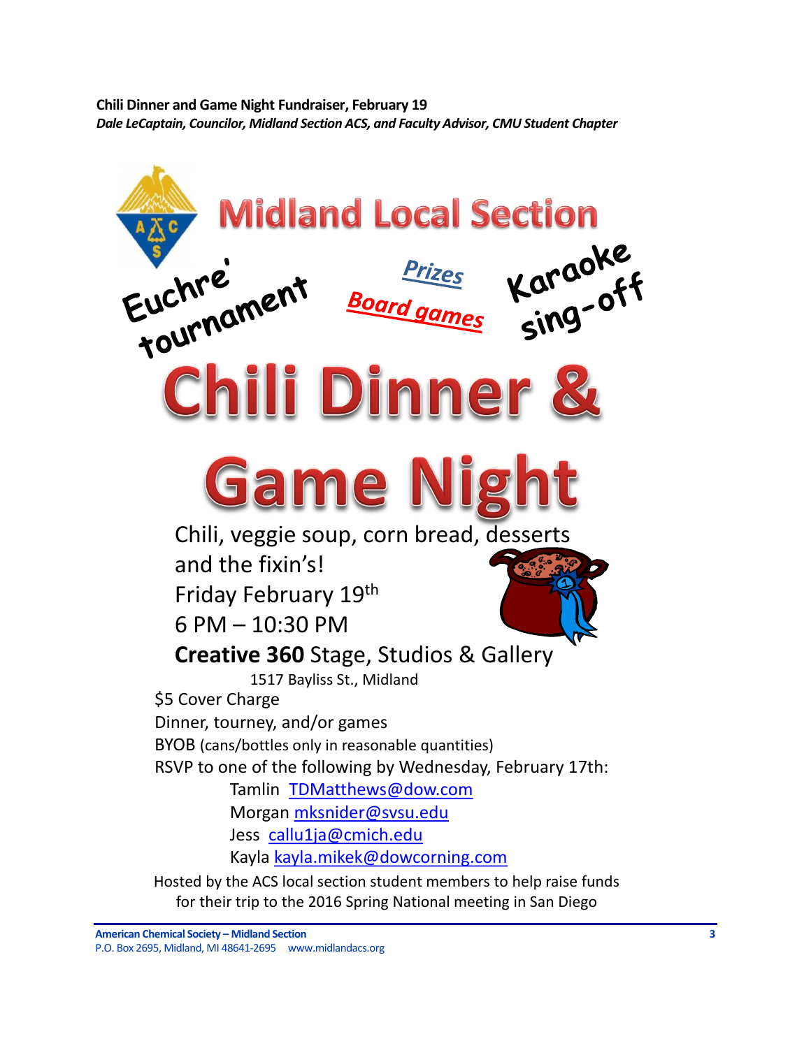**Chili Dinner and Game Night Fundraiser, February 19**

***Dale LeCaptain, Councilor, Midland Section ACS, and Faculty Advisor, CMU Student Chapter***

# Midland Local Section

Euchre' tournament

Prizes

Board games

Karaoke sing-off

# Chili Dinner & Game Night

Chili, veggie soup, corn bread, desserts and the fixin's!

Friday February 19th

6 PM – 10:30 PM

**Creative 360** Stage, Studios & Gallery

1517 Bayliss St., Midland

$5 Cover Charge

Dinner, tourney, and/or games

BYOB (cans/bottles only in reasonable quantities)

RSVP to one of the following by Wednesday, February 17th:

Tamlin TDMatthews@dow.com

Morgan mksnider@svsu.edu

Jess callu1ja@cmich.edu

Kayla kayla.mikek@dowcorning.com

Hosted by the ACS local section student members to help raise funds for their trip to the 2016 Spring National meeting in San Diego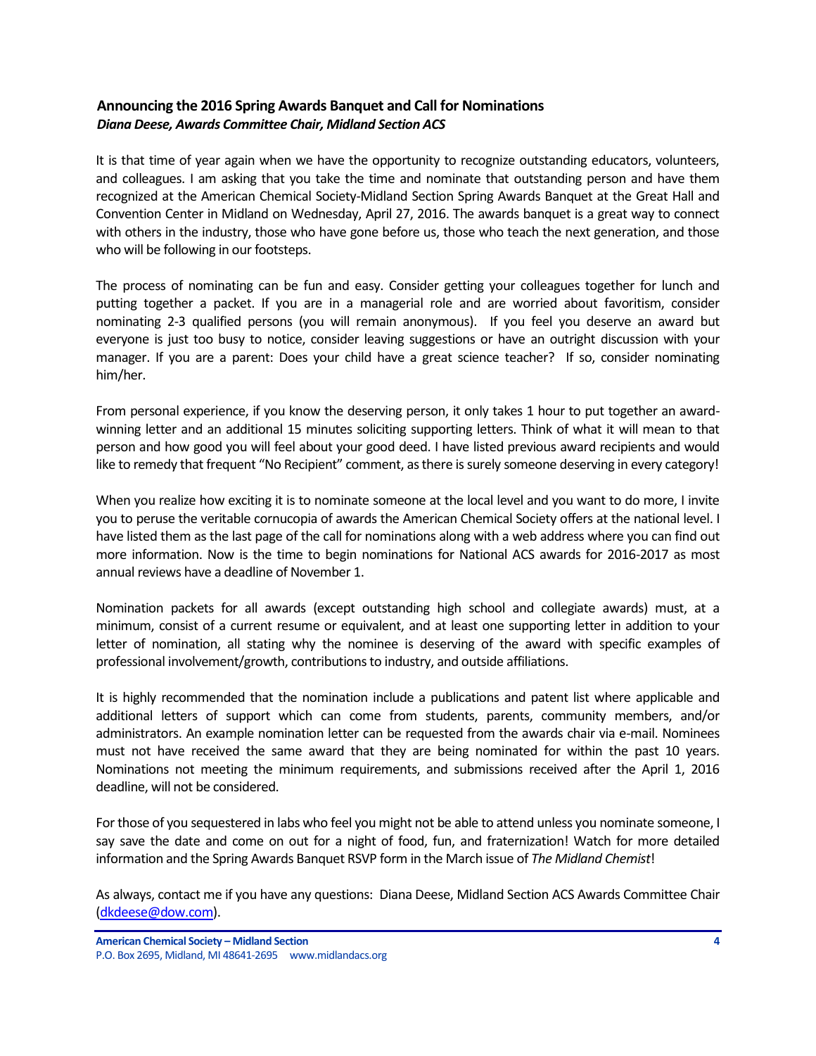## Announcing the 2016 Spring Awards Banquet and Call for Nominations

***Diana Deese, Awards Committee Chair, Midland Section ACS***

It is that time of year again when we have the opportunity to recognize outstanding educators, volunteers, and colleagues. I am asking that you take the time and nominate that outstanding person and have them recognized at the American Chemical Society-Midland Section Spring Awards Banquet at the Great Hall and Convention Center in Midland on Wednesday, April 27, 2016. The awards banquet is a great way to connect with others in the industry, those who have gone before us, those who teach the next generation, and those who will be following in our footsteps.

The process of nominating can be fun and easy. Consider getting your colleagues together for lunch and putting together a packet. If you are in a managerial role and are worried about favoritism, consider nominating 2-3 qualified persons (you will remain anonymous). If you feel you deserve an award but everyone is just too busy to notice, consider leaving suggestions or have an outright discussion with your manager. If you are a parent: Does your child have a great science teacher? If so, consider nominating him/her.

From personal experience, if you know the deserving person, it only takes 1 hour to put together an award-winning letter and an additional 15 minutes soliciting supporting letters. Think of what it will mean to that person and how good you will feel about your good deed. I have listed previous award recipients and would like to remedy that frequent "No Recipient" comment, as there is surely someone deserving in every category!

When you realize how exciting it is to nominate someone at the local level and you want to do more, I invite you to peruse the veritable cornucopia of awards the American Chemical Society offers at the national level. I have listed them as the last page of the call for nominations along with a web address where you can find out more information. Now is the time to begin nominations for National ACS awards for 2016-2017 as most annual reviews have a deadline of November 1.

Nomination packets for all awards (except outstanding high school and collegiate awards) must, at a minimum, consist of a current resume or equivalent, and at least one supporting letter in addition to your letter of nomination, all stating why the nominee is deserving of the award with specific examples of professional involvement/growth, contributions to industry, and outside affiliations.

It is highly recommended that the nomination include a publications and patent list where applicable and additional letters of support which can come from students, parents, community members, and/or administrators. An example nomination letter can be requested from the awards chair via e-mail. Nominees must not have received the same award that they are being nominated for within the past 10 years. Nominations not meeting the minimum requirements, and submissions received after the April 1, 2016 deadline, will not be considered.

For those of you sequestered in labs who feel you might not be able to attend unless you nominate someone, I say save the date and come on out for a night of food, fun, and fraternization! Watch for more detailed information and the Spring Awards Banquet RSVP form in the March issue of *The Midland Chemist*!

As always, contact me if you have any questions: Diana Deese, Midland Section ACS Awards Committee Chair (dkdeese@dow.com).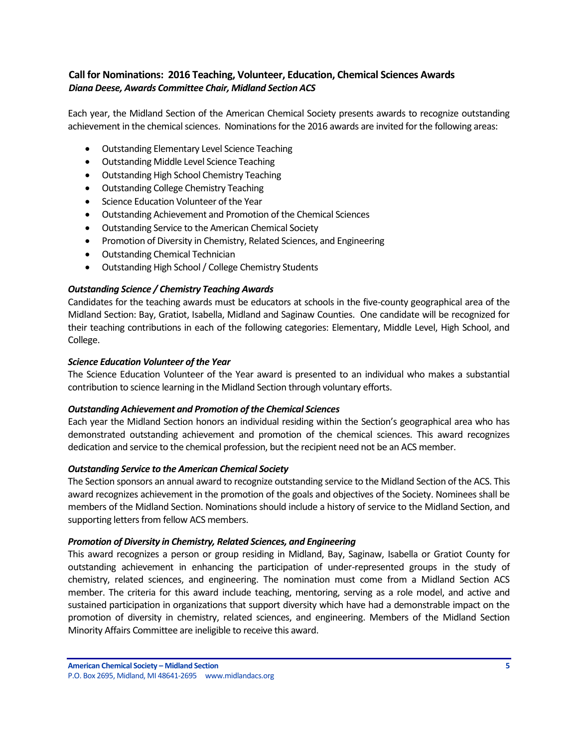## Call for Nominations: 2016 Teaching, Volunteer, Education, Chemical Sciences Awards

***Diana Deese, Awards Committee Chair, Midland Section ACS***

Each year, the Midland Section of the American Chemical Society presents awards to recognize outstanding achievement in the chemical sciences. Nominations for the 2016 awards are invited for the following areas:

- Outstanding Elementary Level Science Teaching
- Outstanding Middle Level Science Teaching
- Outstanding High School Chemistry Teaching
- Outstanding College Chemistry Teaching
- Science Education Volunteer of the Year
- Outstanding Achievement and Promotion of the Chemical Sciences
- Outstanding Service to the American Chemical Society
- Promotion of Diversity in Chemistry, Related Sciences, and Engineering
- Outstanding Chemical Technician
- Outstanding High School / College Chemistry Students

***Outstanding Science / Chemistry Teaching Awards***

Candidates for the teaching awards must be educators at schools in the five-county geographical area of the Midland Section: Bay, Gratiot, Isabella, Midland and Saginaw Counties. One candidate will be recognized for their teaching contributions in each of the following categories: Elementary, Middle Level, High School, and College.

***Science Education Volunteer of the Year***

The Science Education Volunteer of the Year award is presented to an individual who makes a substantial contribution to science learning in the Midland Section through voluntary efforts.

***Outstanding Achievement and Promotion of the Chemical Sciences***

Each year the Midland Section honors an individual residing within the Section's geographical area who has demonstrated outstanding achievement and promotion of the chemical sciences. This award recognizes dedication and service to the chemical profession, but the recipient need not be an ACS member.

***Outstanding Service to the American Chemical Society***

The Section sponsors an annual award to recognize outstanding service to the Midland Section of the ACS. This award recognizes achievement in the promotion of the goals and objectives of the Society. Nominees shall be members of the Midland Section. Nominations should include a history of service to the Midland Section, and supporting letters from fellow ACS members.

***Promotion of Diversity in Chemistry, Related Sciences, and Engineering***

This award recognizes a person or group residing in Midland, Bay, Saginaw, Isabella or Gratiot County for outstanding achievement in enhancing the participation of under-represented groups in the study of chemistry, related sciences, and engineering. The nomination must come from a Midland Section ACS member. The criteria for this award include teaching, mentoring, serving as a role model, and active and sustained participation in organizations that support diversity which have had a demonstrable impact on the promotion of diversity in chemistry, related sciences, and engineering. Members of the Midland Section Minority Affairs Committee are ineligible to receive this award.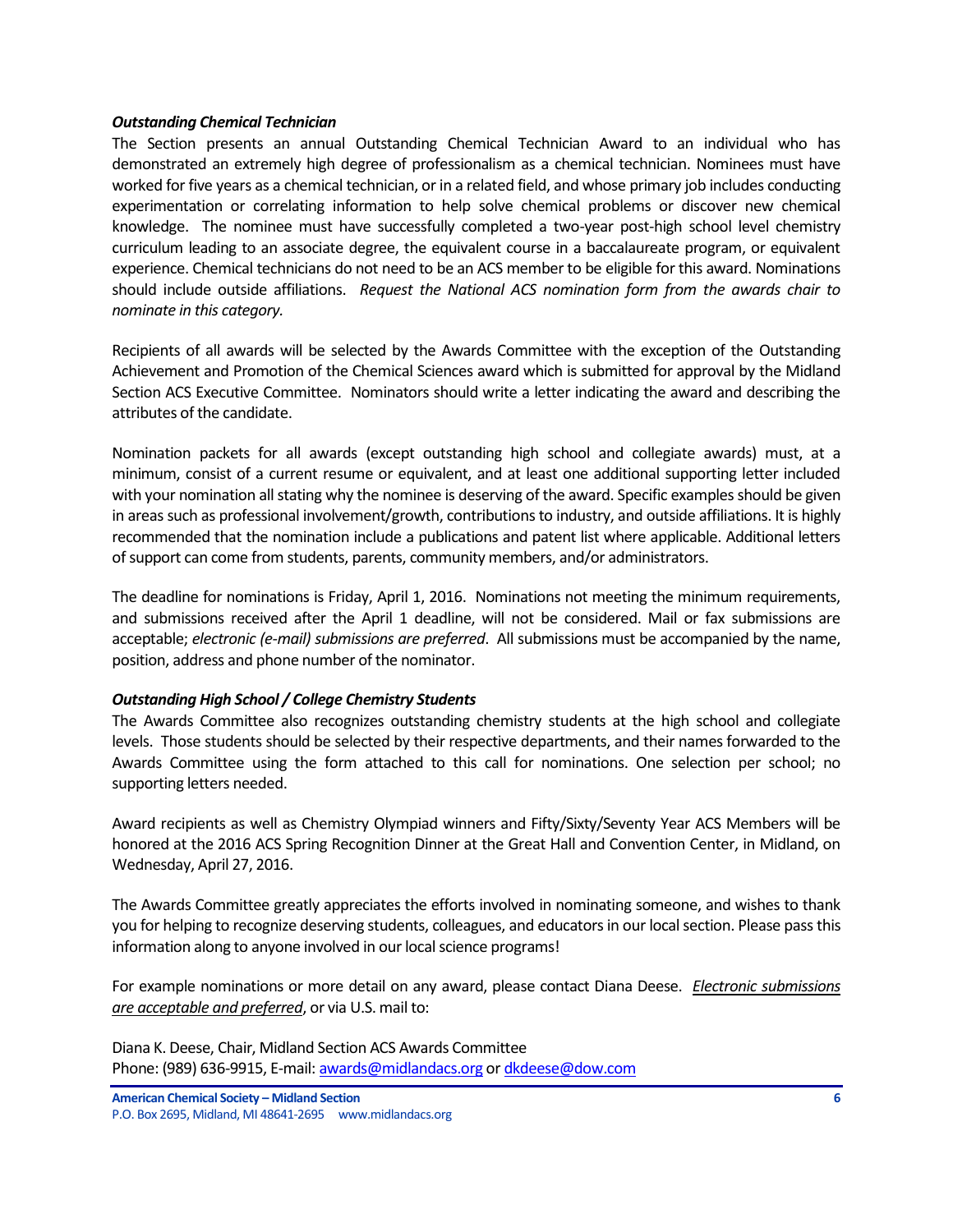### ***Outstanding Chemical Technician***

The Section presents an annual Outstanding Chemical Technician Award to an individual who has demonstrated an extremely high degree of professionalism as a chemical technician. Nominees must have worked for five years as a chemical technician, or in a related field, and whose primary job includes conducting experimentation or correlating information to help solve chemical problems or discover new chemical knowledge. The nominee must have successfully completed a two-year post-high school level chemistry curriculum leading to an associate degree, the equivalent course in a baccalaureate program, or equivalent experience. Chemical technicians do not need to be an ACS member to be eligible for this award. Nominations should include outside affiliations. *Request the National ACS nomination form from the awards chair to nominate in this category.*

Recipients of all awards will be selected by the Awards Committee with the exception of the Outstanding Achievement and Promotion of the Chemical Sciences award which is submitted for approval by the Midland Section ACS Executive Committee. Nominators should write a letter indicating the award and describing the attributes of the candidate.

Nomination packets for all awards (except outstanding high school and collegiate awards) must, at a minimum, consist of a current resume or equivalent, and at least one additional supporting letter included with your nomination all stating why the nominee is deserving of the award. Specific examples should be given in areas such as professional involvement/growth, contributions to industry, and outside affiliations. It is highly recommended that the nomination include a publications and patent list where applicable. Additional letters of support can come from students, parents, community members, and/or administrators.

The deadline for nominations is Friday, April 1, 2016. Nominations not meeting the minimum requirements, and submissions received after the April 1 deadline, will not be considered. Mail or fax submissions are acceptable; *electronic (e-mail) submissions are preferred*. All submissions must be accompanied by the name, position, address and phone number of the nominator.

### ***Outstanding High School / College Chemistry Students***

The Awards Committee also recognizes outstanding chemistry students at the high school and collegiate levels. Those students should be selected by their respective departments, and their names forwarded to the Awards Committee using the form attached to this call for nominations. One selection per school; no supporting letters needed.

Award recipients as well as Chemistry Olympiad winners and Fifty/Sixty/Seventy Year ACS Members will be honored at the 2016 ACS Spring Recognition Dinner at the Great Hall and Convention Center, in Midland, on Wednesday, April 27, 2016.

The Awards Committee greatly appreciates the efforts involved in nominating someone, and wishes to thank you for helping to recognize deserving students, colleagues, and educators in our local section. Please pass this information along to anyone involved in our local science programs!

For example nominations or more detail on any award, please contact Diana Deese. *Electronic submissions are acceptable and preferred*, or via U.S. mail to:

Diana K. Deese, Chair, Midland Section ACS Awards Committee
Phone: (989) 636-9915, E-mail: awards@midlandacs.org or dkdeese@dow.com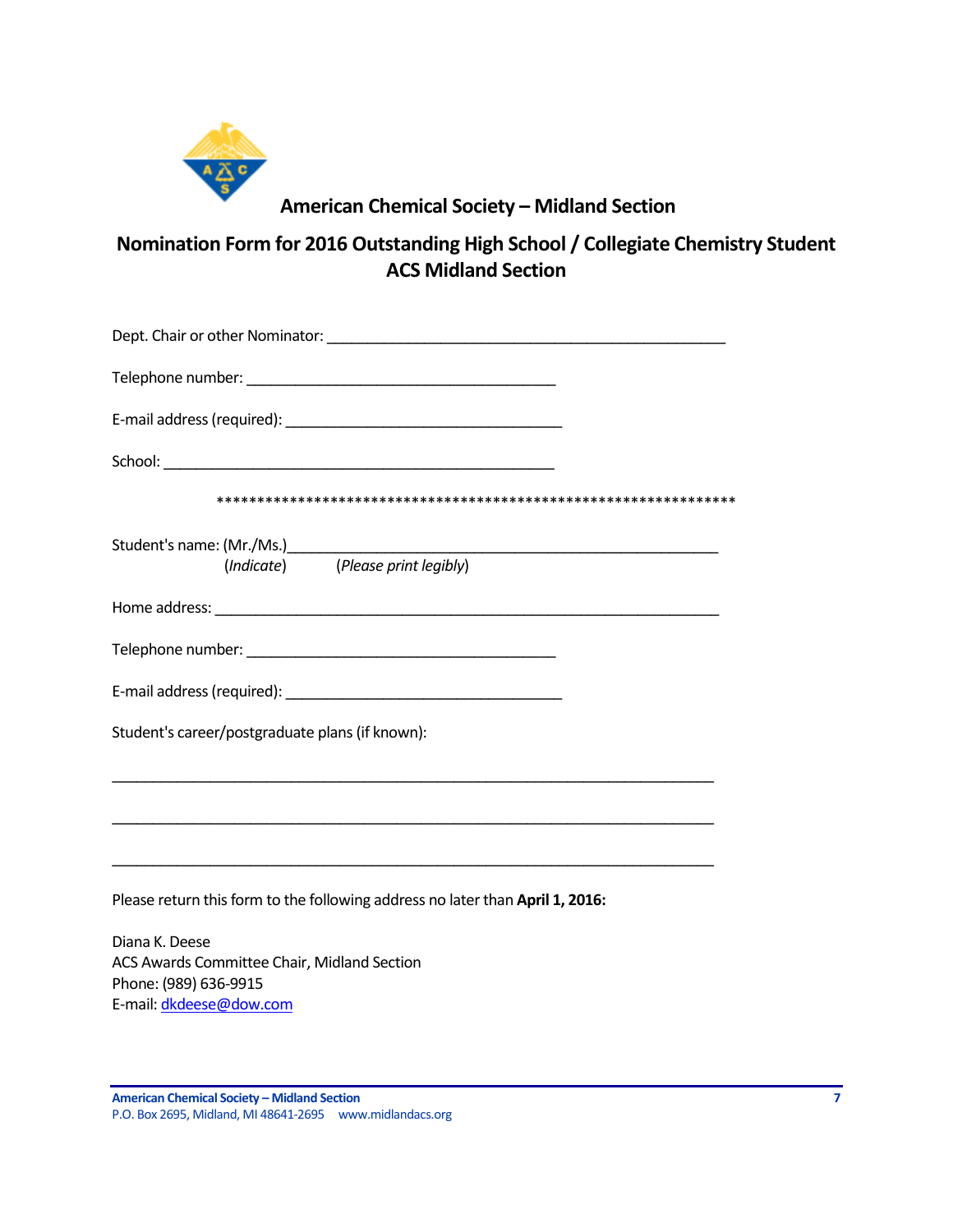## American Chemical Society – Midland Section

## Nomination Form for 2016 Outstanding High School / Collegiate Chemistry Student ACS Midland Section

Dept. Chair or other Nominator: ___________________________________________________

Telephone number: ______________________________________

E-mail address (required): __________________________________

School: ________________________________________________

****************************************************************

Student's name: (Mr./Ms.)_____________________________________________________
(*Indicate*) (*Please print legibly*)

Home address: ______________________________________________________________

Telephone number: ______________________________________

E-mail address (required): __________________________________

Student's career/postgraduate plans (if known):

___________________________________________________________________________

___________________________________________________________________________

___________________________________________________________________________

Please return this form to the following address no later than **April 1, 2016:**

Diana K. Deese
ACS Awards Committee Chair, Midland Section
Phone: (989) 636-9915
E-mail: dkdeese@dow.com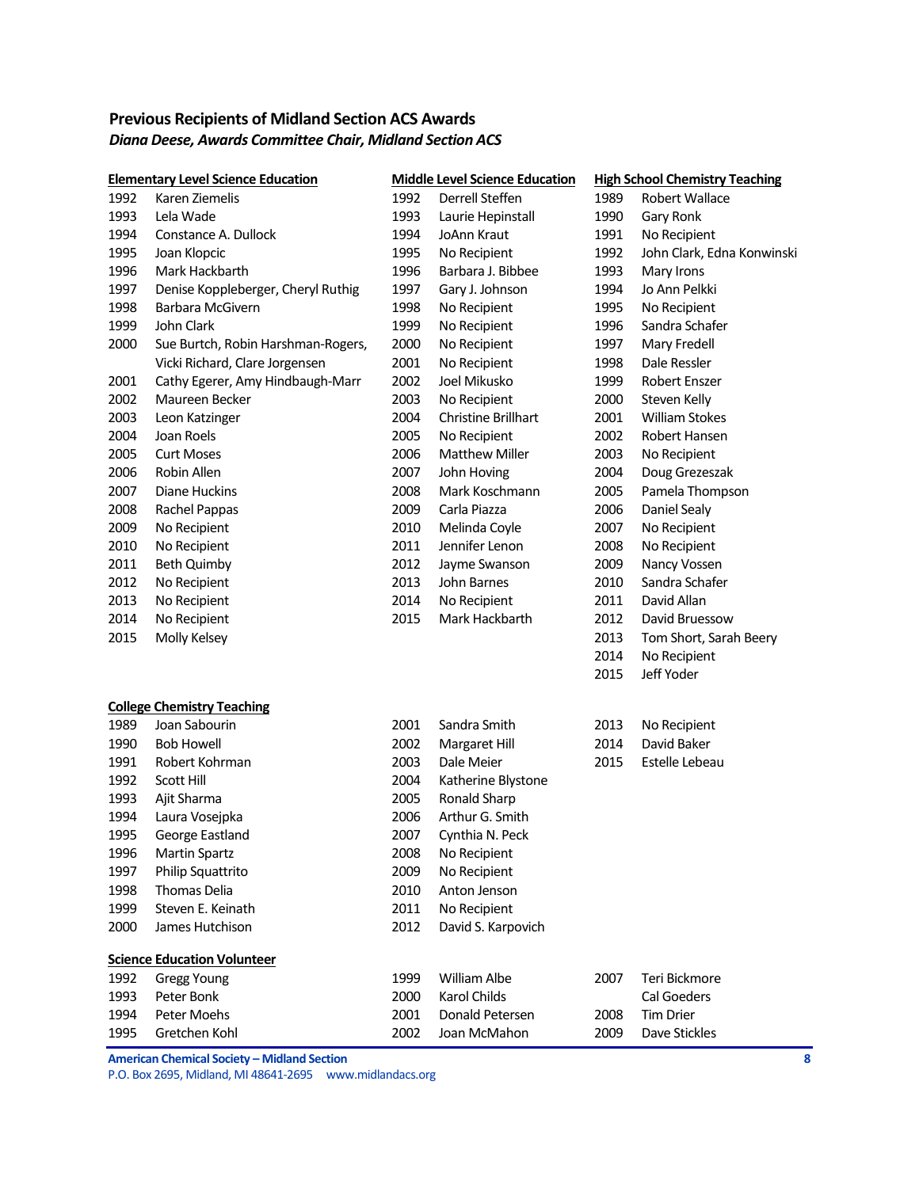## Previous Recipients of Midland Section ACS Awards

***Diana Deese, Awards Committee Chair, Midland Section ACS***

### Elementary Level Science Education

| Year | Recipient |
|---|---|
| 1992 | Karen Ziemelis |
| 1993 | Lela Wade |
| 1994 | Constance A. Dullock |
| 1995 | Joan Klopcic |
| 1996 | Mark Hackbarth |
| 1997 | Denise Koppleberger, Cheryl Ruthig |
| 1998 | Barbara McGivern |
| 1999 | John Clark |
| 2000 | Sue Burtch, Robin Harshman-Rogers, Vicki Richard, Clare Jorgensen |
| 2001 | Cathy Egerer, Amy Hindbaugh-Marr |
| 2002 | Maureen Becker |
| 2003 | Leon Katzinger |
| 2004 | Joan Roels |
| 2005 | Curt Moses |
| 2006 | Robin Allen |
| 2007 | Diane Huckins |
| 2008 | Rachel Pappas |
| 2009 | No Recipient |
| 2010 | No Recipient |
| 2011 | Beth Quimby |
| 2012 | No Recipient |
| 2013 | No Recipient |
| 2014 | No Recipient |
| 2015 | Molly Kelsey |

### Middle Level Science Education

| Year | Recipient |
|---|---|
| 1992 | Derrell Steffen |
| 1993 | Laurie Hepinstall |
| 1994 | JoAnn Kraut |
| 1995 | No Recipient |
| 1996 | Barbara J. Bibbee |
| 1997 | Gary J. Johnson |
| 1998 | No Recipient |
| 1999 | No Recipient |
| 2000 | No Recipient |
| 2001 | No Recipient |
| 2002 | Joel Mikusko |
| 2003 | No Recipient |
| 2004 | Christine Brillhart |
| 2005 | No Recipient |
| 2006 | Matthew Miller |
| 2007 | John Hoving |
| 2008 | Mark Koschmann |
| 2009 | Carla Piazza |
| 2010 | Melinda Coyle |
| 2011 | Jennifer Lenon |
| 2012 | Jayme Swanson |
| 2013 | John Barnes |
| 2014 | No Recipient |
| 2015 | Mark Hackbarth |

### High School Chemistry Teaching

| Year | Recipient |
|---|---|
| 1989 | Robert Wallace |
| 1990 | Gary Ronk |
| 1991 | No Recipient |
| 1992 | John Clark, Edna Konwinski |
| 1993 | Mary Irons |
| 1994 | Jo Ann Pelkki |
| 1995 | No Recipient |
| 1996 | Sandra Schafer |
| 1997 | Mary Fredell |
| 1998 | Dale Ressler |
| 1999 | Robert Enszer |
| 2000 | Steven Kelly |
| 2001 | William Stokes |
| 2002 | Robert Hansen |
| 2003 | No Recipient |
| 2004 | Doug Grezeszak |
| 2005 | Pamela Thompson |
| 2006 | Daniel Sealy |
| 2007 | No Recipient |
| 2008 | No Recipient |
| 2009 | Nancy Vossen |
| 2010 | Sandra Schafer |
| 2011 | David Allan |
| 2012 | David Bruessow |
| 2013 | Tom Short, Sarah Beery |
| 2014 | No Recipient |
| 2015 | Jeff Yoder |

### College Chemistry Teaching

| Year | Recipient |
|---|---|
| 1989 | Joan Sabourin |
| 1990 | Bob Howell |
| 1991 | Robert Kohrman |
| 1992 | Scott Hill |
| 1993 | Ajit Sharma |
| 1994 | Laura Vosejpka |
| 1995 | George Eastland |
| 1996 | Martin Spartz |
| 1997 | Philip Squattrito |
| 1998 | Thomas Delia |
| 1999 | Steven E. Keinath |
| 2000 | James Hutchison |
| 2001 | Sandra Smith |
| 2002 | Margaret Hill |
| 2003 | Dale Meier |
| 2004 | Katherine Blystone |
| 2005 | Ronald Sharp |
| 2006 | Arthur G. Smith |
| 2007 | Cynthia N. Peck |
| 2008 | No Recipient |
| 2009 | No Recipient |
| 2010 | Anton Jenson |
| 2011 | No Recipient |
| 2012 | David S. Karpovich |
| 2013 | No Recipient |
| 2014 | David Baker |
| 2015 | Estelle Lebeau |

### Science Education Volunteer

| Year | Recipient |
|---|---|
| 1992 | Gregg Young |
| 1993 | Peter Bonk |
| 1994 | Peter Moehs |
| 1995 | Gretchen Kohl |
| 1999 | William Albe |
| 2000 | Karol Childs |
| 2001 | Donald Petersen |
| 2002 | Joan McMahon |
| 2007 | Teri Bickmore, Cal Goeders |
| 2008 | Tim Drier |
| 2009 | Dave Stickles |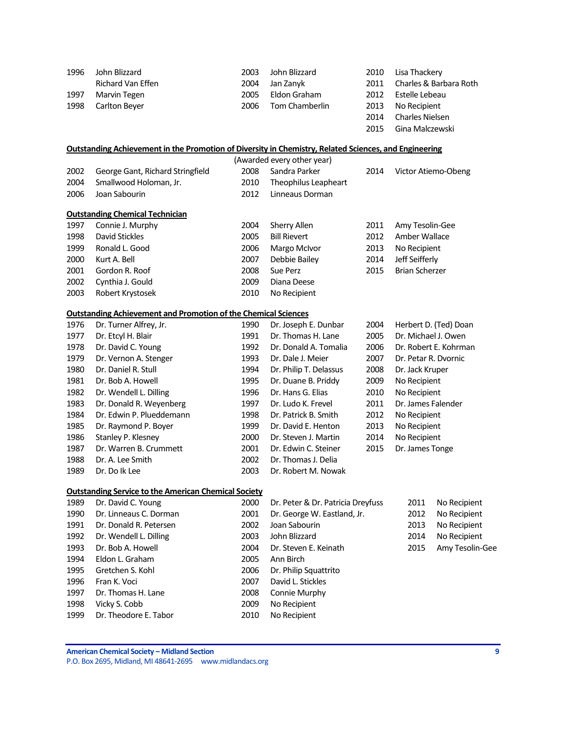| | | | | | |
|---|---|---|---|---|---|
| 1996 | John Blizzard | 2003 | John Blizzard | 2010 | Lisa Thackery |
| | Richard Van Effen | 2004 | Jan Zanyk | 2011 | Charles & Barbara Roth |
| 1997 | Marvin Tegen | 2005 | Eldon Graham | 2012 | Estelle Lebeau |
| 1998 | Carlton Beyer | 2006 | Tom Chamberlin | 2013 | No Recipient |
| | | | | 2014 | Charles Nielsen |
| | | | | 2015 | Gina Malczewski |

**Outstanding Achievement in the Promotion of Diversity in Chemistry, Related Sciences, and Engineering**

(Awarded every other year)

| | | | | | |
|---|---|---|---|---|---|
| 2002 | George Gant, Richard Stringfield | 2008 | Sandra Parker | 2014 | Victor Atiemo-Obeng |
| 2004 | Smallwood Holoman, Jr. | 2010 | Theophilus Leapheart | | |
| 2006 | Joan Sabourin | 2012 | Linneaus Dorman | | |

**Outstanding Chemical Technician**

| | | | | | |
|---|---|---|---|---|---|
| 1997 | Connie J. Murphy | 2004 | Sherry Allen | 2011 | Amy Tesolin-Gee |
| 1998 | David Stickles | 2005 | Bill Rievert | 2012 | Amber Wallace |
| 1999 | Ronald L. Good | 2006 | Margo McIvor | 2013 | No Recipient |
| 2000 | Kurt A. Bell | 2007 | Debbie Bailey | 2014 | Jeff Seifferly |
| 2001 | Gordon R. Roof | 2008 | Sue Perz | 2015 | Brian Scherzer |
| 2002 | Cynthia J. Gould | 2009 | Diana Deese | | |
| 2003 | Robert Krystosek | 2010 | No Recipient | | |

**Outstanding Achievement and Promotion of the Chemical Sciences**

| | | | | | |
|---|---|---|---|---|---|
| 1976 | Dr. Turner Alfrey, Jr. | 1990 | Dr. Joseph E. Dunbar | 2004 | Herbert D. (Ted) Doan |
| 1977 | Dr. Etcyl H. Blair | 1991 | Dr. Thomas H. Lane | 2005 | Dr. Michael J. Owen |
| 1978 | Dr. David C. Young | 1992 | Dr. Donald A. Tomalia | 2006 | Dr. Robert E. Kohrman |
| 1979 | Dr. Vernon A. Stenger | 1993 | Dr. Dale J. Meier | 2007 | Dr. Petar R. Dvornic |
| 1980 | Dr. Daniel R. Stull | 1994 | Dr. Philip T. Delassus | 2008 | Dr. Jack Kruper |
| 1981 | Dr. Bob A. Howell | 1995 | Dr. Duane B. Priddy | 2009 | No Recipient |
| 1982 | Dr. Wendell L. Dilling | 1996 | Dr. Hans G. Elias | 2010 | No Recipient |
| 1983 | Dr. Donald R. Weyenberg | 1997 | Dr. Ludo K. Frevel | 2011 | Dr. James Falender |
| 1984 | Dr. Edwin P. Plueddemann | 1998 | Dr. Patrick B. Smith | 2012 | No Recipient |
| 1985 | Dr. Raymond P. Boyer | 1999 | Dr. David E. Henton | 2013 | No Recipient |
| 1986 | Stanley P. Klesney | 2000 | Dr. Steven J. Martin | 2014 | No Recipient |
| 1987 | Dr. Warren B. Crummett | 2001 | Dr. Edwin C. Steiner | 2015 | Dr. James Tonge |
| 1988 | Dr. A. Lee Smith | 2002 | Dr. Thomas J. Delia | | |
| 1989 | Dr. Do Ik Lee | 2003 | Dr. Robert M. Nowak | | |

**Outstanding Service to the American Chemical Society**

| | | | | | |
|---|---|---|---|---|---|
| 1989 | Dr. David C. Young | 2000 | Dr. Peter & Dr. Patricia Dreyfuss | 2011 | No Recipient |
| 1990 | Dr. Linneaus C. Dorman | 2001 | Dr. George W. Eastland, Jr. | 2012 | No Recipient |
| 1991 | Dr. Donald R. Petersen | 2002 | Joan Sabourin | 2013 | No Recipient |
| 1992 | Dr. Wendell L. Dilling | 2003 | John Blizzard | 2014 | No Recipient |
| 1993 | Dr. Bob A. Howell | 2004 | Dr. Steven E. Keinath | 2015 | Amy Tesolin-Gee |
| 1994 | Eldon L. Graham | 2005 | Ann Birch | | |
| 1995 | Gretchen S. Kohl | 2006 | Dr. Philip Squattrito | | |
| 1996 | Fran K. Voci | 2007 | David L. Stickles | | |
| 1997 | Dr. Thomas H. Lane | 2008 | Connie Murphy | | |
| 1998 | Vicky S. Cobb | 2009 | No Recipient | | |
| 1999 | Dr. Theodore E. Tabor | 2010 | No Recipient | | |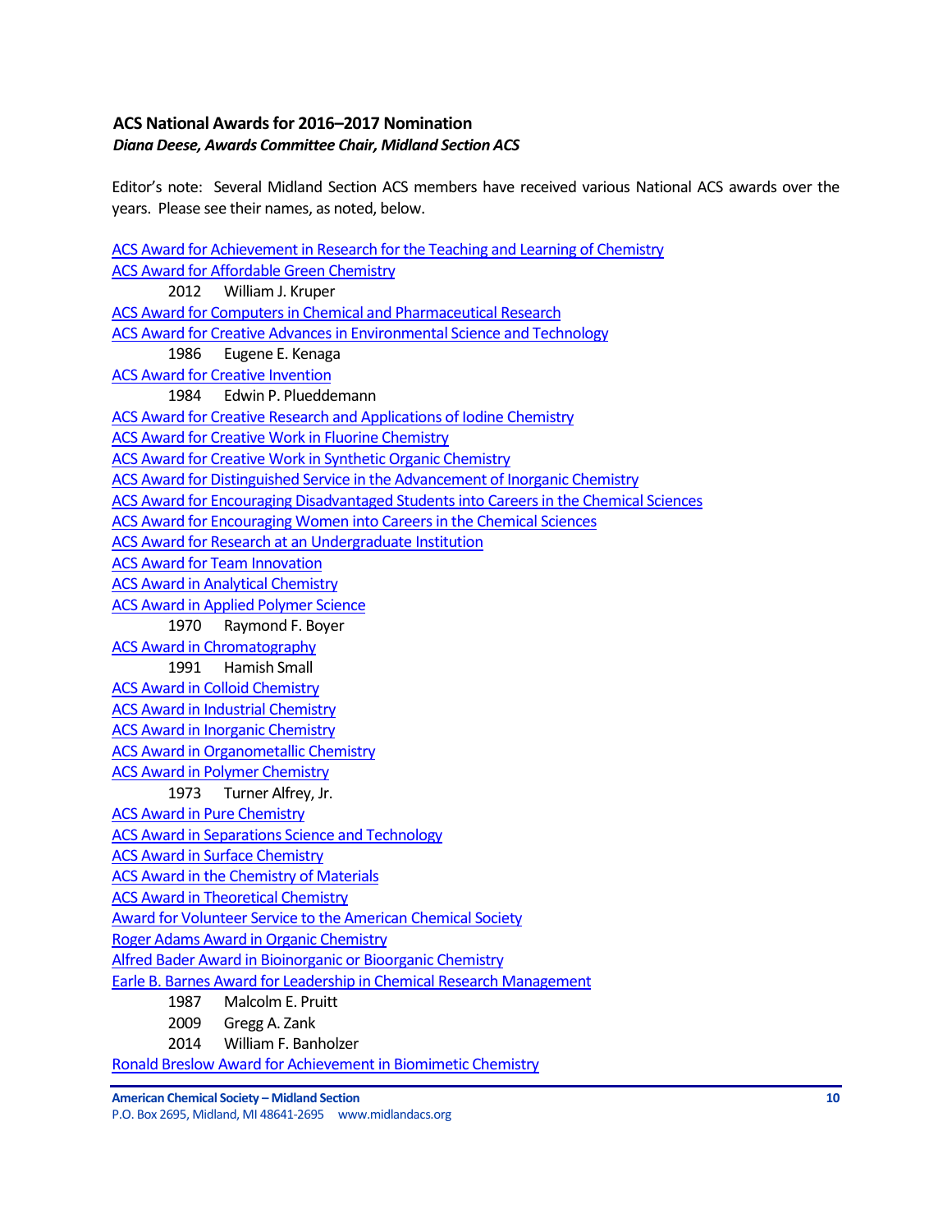## ACS National Awards for 2016–2017 Nomination

***Diana Deese, Awards Committee Chair, Midland Section ACS***

Editor's note: Several Midland Section ACS members have received various National ACS awards over the years. Please see their names, as noted, below.

ACS Award for Achievement in Research for the Teaching and Learning of Chemistry

ACS Award for Affordable Green Chemistry

- 2012 William J. Kruper

ACS Award for Computers in Chemical and Pharmaceutical Research

ACS Award for Creative Advances in Environmental Science and Technology

- 1986 Eugene E. Kenaga

ACS Award for Creative Invention

- 1984 Edwin P. Plueddemann

ACS Award for Creative Research and Applications of Iodine Chemistry

ACS Award for Creative Work in Fluorine Chemistry

ACS Award for Creative Work in Synthetic Organic Chemistry

ACS Award for Distinguished Service in the Advancement of Inorganic Chemistry

ACS Award for Encouraging Disadvantaged Students into Careers in the Chemical Sciences

ACS Award for Encouraging Women into Careers in the Chemical Sciences

ACS Award for Research at an Undergraduate Institution

ACS Award for Team Innovation

ACS Award in Analytical Chemistry

ACS Award in Applied Polymer Science

- 1970 Raymond F. Boyer

ACS Award in Chromatography

- 1991 Hamish Small

ACS Award in Colloid Chemistry

ACS Award in Industrial Chemistry

ACS Award in Inorganic Chemistry

ACS Award in Organometallic Chemistry

ACS Award in Polymer Chemistry

- 1973 Turner Alfrey, Jr.

ACS Award in Pure Chemistry

ACS Award in Separations Science and Technology

ACS Award in Surface Chemistry

ACS Award in the Chemistry of Materials

ACS Award in Theoretical Chemistry

Award for Volunteer Service to the American Chemical Society

Roger Adams Award in Organic Chemistry

Alfred Bader Award in Bioinorganic or Bioorganic Chemistry

Earle B. Barnes Award for Leadership in Chemical Research Management

- 1987 Malcolm E. Pruitt
- 2009 Gregg A. Zank
- 2014 William F. Banholzer

Ronald Breslow Award for Achievement in Biomimetic Chemistry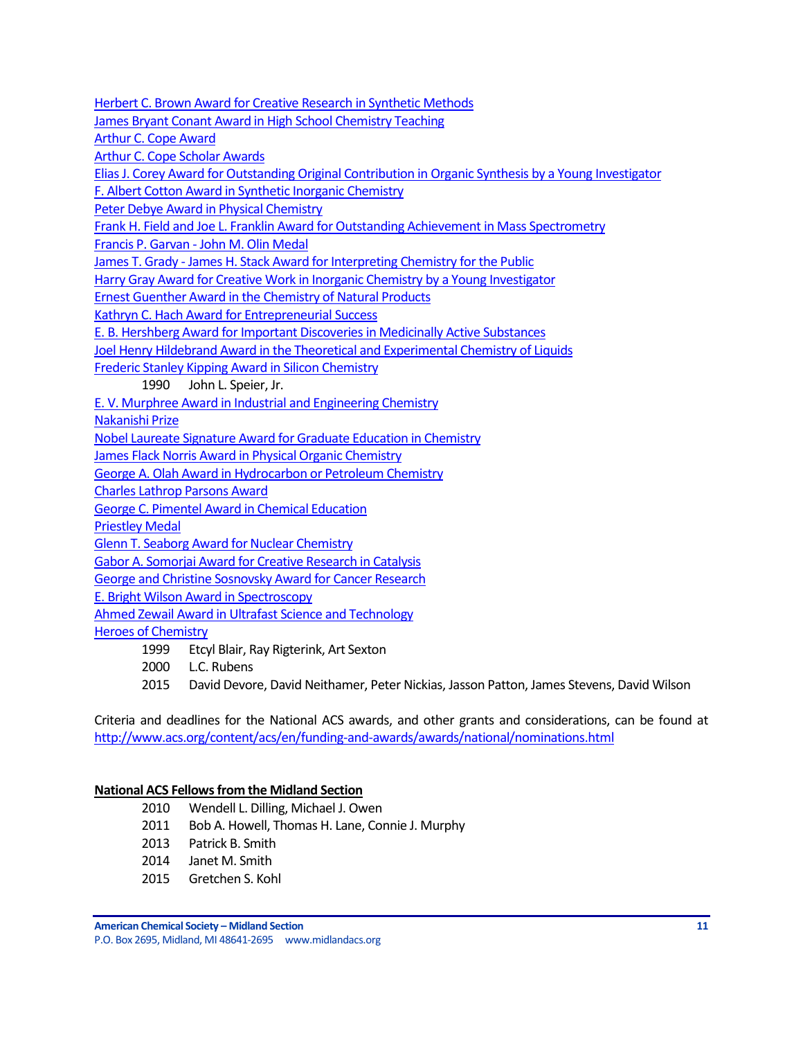Herbert C. Brown Award for Creative Research in Synthetic Methods
James Bryant Conant Award in High School Chemistry Teaching
Arthur C. Cope Award
Arthur C. Cope Scholar Awards
Elias J. Corey Award for Outstanding Original Contribution in Organic Synthesis by a Young Investigator
F. Albert Cotton Award in Synthetic Inorganic Chemistry
Peter Debye Award in Physical Chemistry
Frank H. Field and Joe L. Franklin Award for Outstanding Achievement in Mass Spectrometry
Francis P. Garvan - John M. Olin Medal
James T. Grady - James H. Stack Award for Interpreting Chemistry for the Public
Harry Gray Award for Creative Work in Inorganic Chemistry by a Young Investigator
Ernest Guenther Award in the Chemistry of Natural Products
Kathryn C. Hach Award for Entrepreneurial Success
E. B. Hershberg Award for Important Discoveries in Medicinally Active Substances
Joel Henry Hildebrand Award in the Theoretical and Experimental Chemistry of Liquids
Frederic Stanley Kipping Award in Silicon Chemistry

- 1990 John L. Speier, Jr.

E. V. Murphree Award in Industrial and Engineering Chemistry
Nakanishi Prize
Nobel Laureate Signature Award for Graduate Education in Chemistry
James Flack Norris Award in Physical Organic Chemistry
George A. Olah Award in Hydrocarbon or Petroleum Chemistry
Charles Lathrop Parsons Award
George C. Pimentel Award in Chemical Education
Priestley Medal
Glenn T. Seaborg Award for Nuclear Chemistry
Gabor A. Somorjai Award for Creative Research in Catalysis
George and Christine Sosnovsky Award for Cancer Research
E. Bright Wilson Award in Spectroscopy
Ahmed Zewail Award in Ultrafast Science and Technology
Heroes of Chemistry

- 1999 Etcyl Blair, Ray Rigterink, Art Sexton
- 2000 L.C. Rubens
- 2015 David Devore, David Neithamer, Peter Nickias, Jasson Patton, James Stevens, David Wilson

Criteria and deadlines for the National ACS awards, and other grants and considerations, can be found at http://www.acs.org/content/acs/en/funding-and-awards/awards/national/nominations.html

**National ACS Fellows from the Midland Section**

- 2010 Wendell L. Dilling, Michael J. Owen
- 2011 Bob A. Howell, Thomas H. Lane, Connie J. Murphy
- 2013 Patrick B. Smith
- 2014 Janet M. Smith
- 2015 Gretchen S. Kohl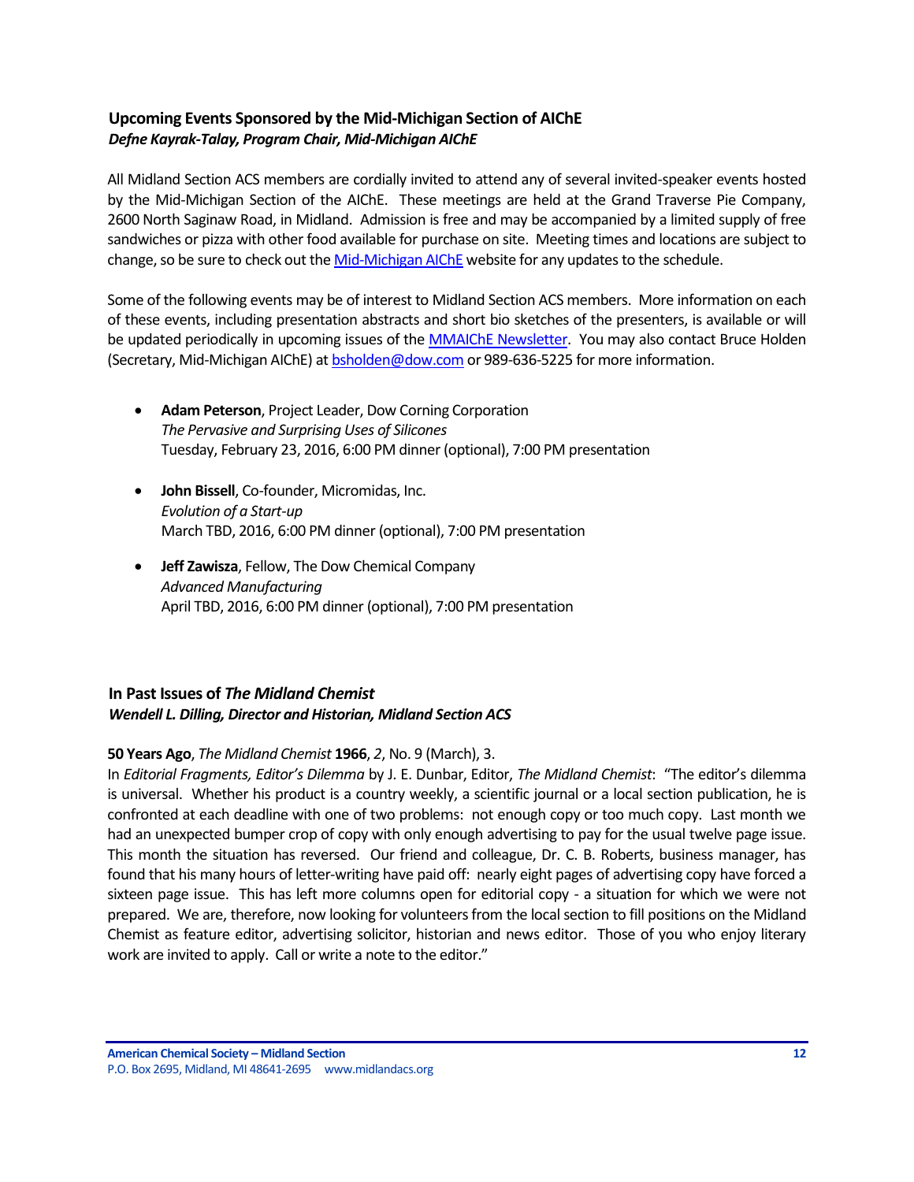## Upcoming Events Sponsored by the Mid-Michigan Section of AIChE

***Defne Kayrak-Talay, Program Chair, Mid-Michigan AIChE***

All Midland Section ACS members are cordially invited to attend any of several invited-speaker events hosted by the Mid-Michigan Section of the AIChE. These meetings are held at the Grand Traverse Pie Company, 2600 North Saginaw Road, in Midland. Admission is free and may be accompanied by a limited supply of free sandwiches or pizza with other food available for purchase on site. Meeting times and locations are subject to change, so be sure to check out the Mid-Michigan AIChE website for any updates to the schedule.

Some of the following events may be of interest to Midland Section ACS members. More information on each of these events, including presentation abstracts and short bio sketches of the presenters, is available or will be updated periodically in upcoming issues of the MMAIChE Newsletter. You may also contact Bruce Holden (Secretary, Mid-Michigan AIChE) at bsholden@dow.com or 989-636-5225 for more information.

- **Adam Peterson**, Project Leader, Dow Corning Corporation
  *The Pervasive and Surprising Uses of Silicones*
  Tuesday, February 23, 2016, 6:00 PM dinner (optional), 7:00 PM presentation

- **John Bissell**, Co-founder, Micromidas, Inc.
  *Evolution of a Start-up*
  March TBD, 2016, 6:00 PM dinner (optional), 7:00 PM presentation

- **Jeff Zawisza**, Fellow, The Dow Chemical Company
  *Advanced Manufacturing*
  April TBD, 2016, 6:00 PM dinner (optional), 7:00 PM presentation

## In Past Issues of *The Midland Chemist*

***Wendell L. Dilling, Director and Historian, Midland Section ACS***

**50 Years Ago**, *The Midland Chemist* **1966**, *2*, No. 9 (March), 3.
In *Editorial Fragments, Editor's Dilemma* by J. E. Dunbar, Editor, *The Midland Chemist*: "The editor's dilemma is universal. Whether his product is a country weekly, a scientific journal or a local section publication, he is confronted at each deadline with one of two problems: not enough copy or too much copy. Last month we had an unexpected bumper crop of copy with only enough advertising to pay for the usual twelve page issue. This month the situation has reversed. Our friend and colleague, Dr. C. B. Roberts, business manager, has found that his many hours of letter-writing have paid off: nearly eight pages of advertising copy have forced a sixteen page issue. This has left more columns open for editorial copy - a situation for which we were not prepared. We are, therefore, now looking for volunteers from the local section to fill positions on the Midland Chemist as feature editor, advertising solicitor, historian and news editor. Those of you who enjoy literary work are invited to apply. Call or write a note to the editor."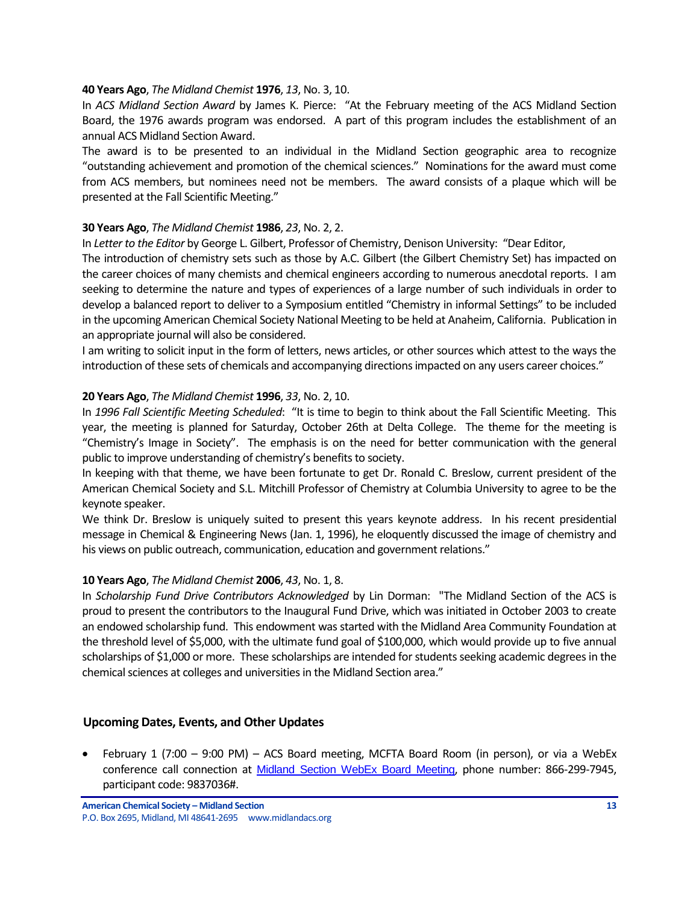**40 Years Ago**, *The Midland Chemist* **1976**, *13*, No. 3, 10.

In *ACS Midland Section Award* by James K. Pierce: "At the February meeting of the ACS Midland Section Board, the 1976 awards program was endorsed. A part of this program includes the establishment of an annual ACS Midland Section Award.

The award is to be presented to an individual in the Midland Section geographic area to recognize "outstanding achievement and promotion of the chemical sciences." Nominations for the award must come from ACS members, but nominees need not be members. The award consists of a plaque which will be presented at the Fall Scientific Meeting."

**30 Years Ago**, *The Midland Chemist* **1986**, *23*, No. 2, 2.

In *Letter to the Editor* by George L. Gilbert, Professor of Chemistry, Denison University: "Dear Editor,

The introduction of chemistry sets such as those by A.C. Gilbert (the Gilbert Chemistry Set) has impacted on the career choices of many chemists and chemical engineers according to numerous anecdotal reports. I am seeking to determine the nature and types of experiences of a large number of such individuals in order to develop a balanced report to deliver to a Symposium entitled "Chemistry in informal Settings" to be included in the upcoming American Chemical Society National Meeting to be held at Anaheim, California. Publication in an appropriate journal will also be considered.

I am writing to solicit input in the form of letters, news articles, or other sources which attest to the ways the introduction of these sets of chemicals and accompanying directions impacted on any users career choices."

**20 Years Ago**, *The Midland Chemist* **1996**, *33*, No. 2, 10.

In *1996 Fall Scientific Meeting Scheduled*: "It is time to begin to think about the Fall Scientific Meeting. This year, the meeting is planned for Saturday, October 26th at Delta College. The theme for the meeting is "Chemistry's Image in Society". The emphasis is on the need for better communication with the general public to improve understanding of chemistry's benefits to society.

In keeping with that theme, we have been fortunate to get Dr. Ronald C. Breslow, current president of the American Chemical Society and S.L. Mitchill Professor of Chemistry at Columbia University to agree to be the keynote speaker.

We think Dr. Breslow is uniquely suited to present this years keynote address. In his recent presidential message in Chemical & Engineering News (Jan. 1, 1996), he eloquently discussed the image of chemistry and his views on public outreach, communication, education and government relations."

**10 Years Ago**, *The Midland Chemist* **2006**, *43*, No. 1, 8.

In *Scholarship Fund Drive Contributors Acknowledged* by Lin Dorman: "The Midland Section of the ACS is proud to present the contributors to the Inaugural Fund Drive, which was initiated in October 2003 to create an endowed scholarship fund. This endowment was started with the Midland Area Community Foundation at the threshold level of $5,000, with the ultimate fund goal of $100,000, which would provide up to five annual scholarships of $1,000 or more. These scholarships are intended for students seeking academic degrees in the chemical sciences at colleges and universities in the Midland Section area."

## Upcoming Dates, Events, and Other Updates

- February 1 (7:00 – 9:00 PM) – ACS Board meeting, MCFTA Board Room (in person), or via a WebEx conference call connection at Midland Section WebEx Board Meeting, phone number: 866-299-7945, participant code: 9837036#.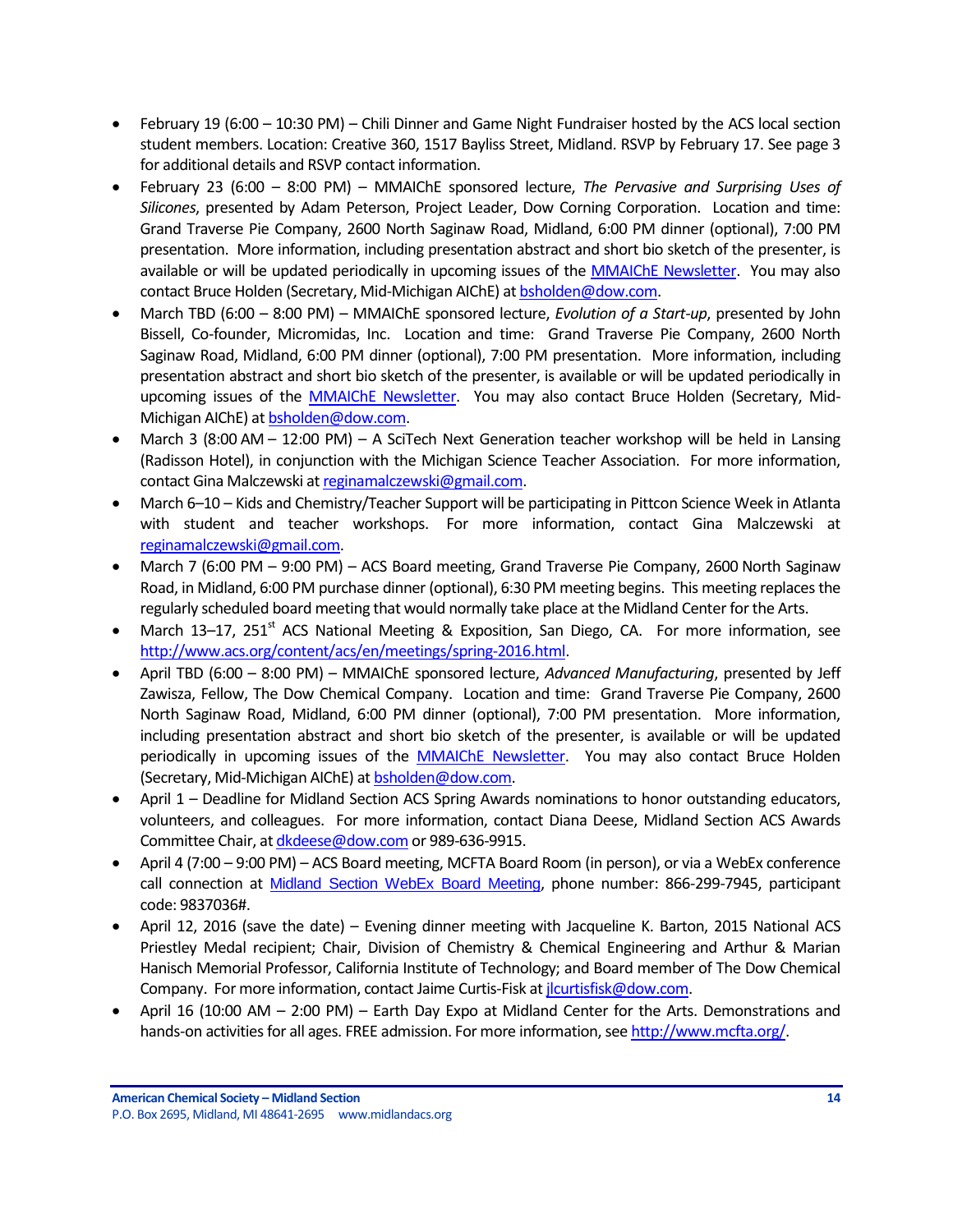- February 19 (6:00 – 10:30 PM) – Chili Dinner and Game Night Fundraiser hosted by the ACS local section student members. Location: Creative 360, 1517 Bayliss Street, Midland. RSVP by February 17. See page 3 for additional details and RSVP contact information.
- February 23 (6:00 – 8:00 PM) – MMAIChE sponsored lecture, *The Pervasive and Surprising Uses of Silicones*, presented by Adam Peterson, Project Leader, Dow Corning Corporation. Location and time: Grand Traverse Pie Company, 2600 North Saginaw Road, Midland, 6:00 PM dinner (optional), 7:00 PM presentation. More information, including presentation abstract and short bio sketch of the presenter, is available or will be updated periodically in upcoming issues of the [MMAIChE Newsletter](). You may also contact Bruce Holden (Secretary, Mid-Michigan AIChE) at [bsholden@dow.com](mailto:bsholden@dow.com).
- March TBD (6:00 – 8:00 PM) – MMAIChE sponsored lecture, *Evolution of a Start-up*, presented by John Bissell, Co-founder, Micromidas, Inc. Location and time: Grand Traverse Pie Company, 2600 North Saginaw Road, Midland, 6:00 PM dinner (optional), 7:00 PM presentation. More information, including presentation abstract and short bio sketch of the presenter, is available or will be updated periodically in upcoming issues of the [MMAIChE Newsletter](). You may also contact Bruce Holden (Secretary, Mid-Michigan AIChE) at [bsholden@dow.com](mailto:bsholden@dow.com).
- March 3 (8:00 AM – 12:00 PM) – A SciTech Next Generation teacher workshop will be held in Lansing (Radisson Hotel), in conjunction with the Michigan Science Teacher Association. For more information, contact Gina Malczewski at [reginamalczewski@gmail.com](mailto:reginamalczewski@gmail.com).
- March 6–10 – Kids and Chemistry/Teacher Support will be participating in Pittcon Science Week in Atlanta with student and teacher workshops. For more information, contact Gina Malczewski at [reginamalczewski@gmail.com](mailto:reginamalczewski@gmail.com).
- March 7 (6:00 PM – 9:00 PM) – ACS Board meeting, Grand Traverse Pie Company, 2600 North Saginaw Road, in Midland, 6:00 PM purchase dinner (optional), 6:30 PM meeting begins. This meeting replaces the regularly scheduled board meeting that would normally take place at the Midland Center for the Arts.
- March 13–17, 251st ACS National Meeting & Exposition, San Diego, CA. For more information, see <http://www.acs.org/content/acs/en/meetings/spring-2016.html>.
- April TBD (6:00 – 8:00 PM) – MMAIChE sponsored lecture, *Advanced Manufacturing*, presented by Jeff Zawisza, Fellow, The Dow Chemical Company. Location and time: Grand Traverse Pie Company, 2600 North Saginaw Road, Midland, 6:00 PM dinner (optional), 7:00 PM presentation. More information, including presentation abstract and short bio sketch of the presenter, is available or will be updated periodically in upcoming issues of the [MMAIChE Newsletter](). You may also contact Bruce Holden (Secretary, Mid-Michigan AIChE) at [bsholden@dow.com](mailto:bsholden@dow.com).
- April 1 – Deadline for Midland Section ACS Spring Awards nominations to honor outstanding educators, volunteers, and colleagues. For more information, contact Diana Deese, Midland Section ACS Awards Committee Chair, at [dkdeese@dow.com](mailto:dkdeese@dow.com) or 989-636-9915.
- April 4 (7:00 – 9:00 PM) – ACS Board meeting, MCFTA Board Room (in person), or via a WebEx conference call connection at [Midland Section WebEx Board Meeting](), phone number: 866-299-7945, participant code: 9837036#.
- April 12, 2016 (save the date) – Evening dinner meeting with Jacqueline K. Barton, 2015 National ACS Priestley Medal recipient; Chair, Division of Chemistry & Chemical Engineering and Arthur & Marian Hanisch Memorial Professor, California Institute of Technology; and Board member of The Dow Chemical Company. For more information, contact Jaime Curtis-Fisk at [jlcurtisfisk@dow.com](mailto:jlcurtisfisk@dow.com).
- April 16 (10:00 AM – 2:00 PM) – Earth Day Expo at Midland Center for the Arts. Demonstrations and hands-on activities for all ages. FREE admission. For more information, see <http://www.mcfta.org/>.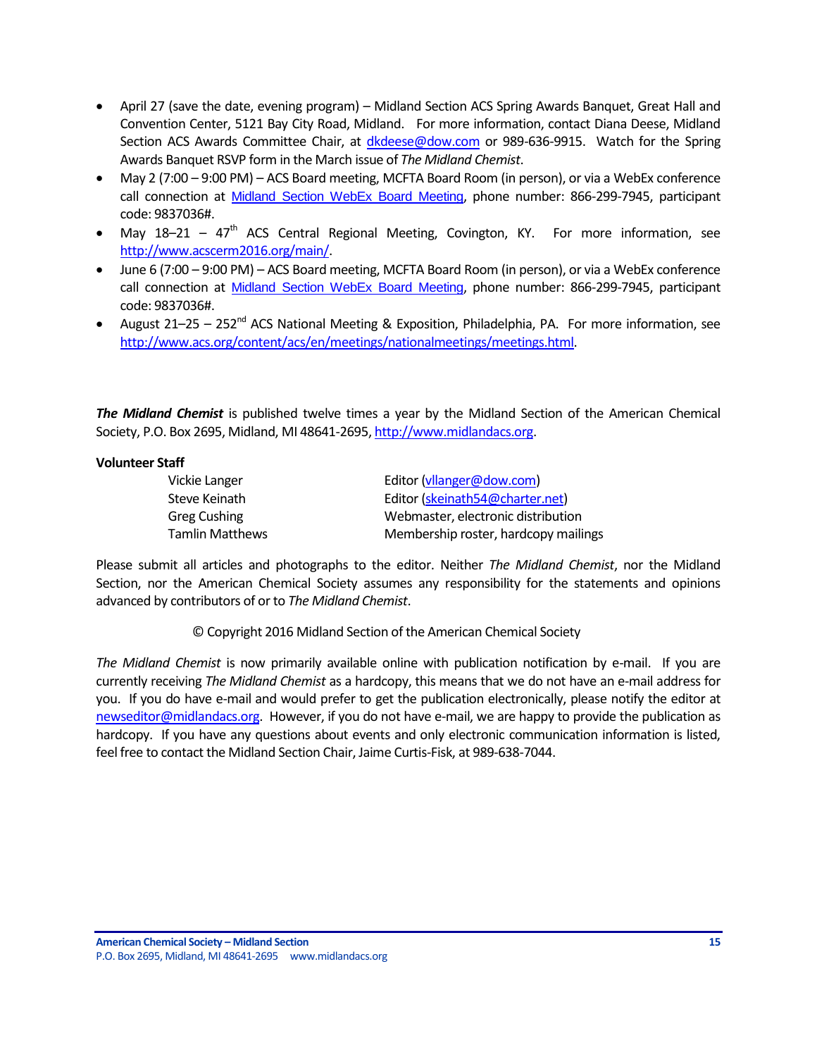- April 27 (save the date, evening program) – Midland Section ACS Spring Awards Banquet, Great Hall and Convention Center, 5121 Bay City Road, Midland. For more information, contact Diana Deese, Midland Section ACS Awards Committee Chair, at dkdeese@dow.com or 989-636-9915. Watch for the Spring Awards Banquet RSVP form in the March issue of *The Midland Chemist*.
- May 2 (7:00 – 9:00 PM) – ACS Board meeting, MCFTA Board Room (in person), or via a WebEx conference call connection at Midland Section WebEx Board Meeting, phone number: 866-299-7945, participant code: 9837036#.
- May 18–21 – 47th ACS Central Regional Meeting, Covington, KY. For more information, see http://www.acscerm2016.org/main/.
- June 6 (7:00 – 9:00 PM) – ACS Board meeting, MCFTA Board Room (in person), or via a WebEx conference call connection at Midland Section WebEx Board Meeting, phone number: 866-299-7945, participant code: 9837036#.
- August 21–25 – 252nd ACS National Meeting & Exposition, Philadelphia, PA. For more information, see http://www.acs.org/content/acs/en/meetings/nationalmeetings/meetings.html.

***The Midland Chemist*** is published twelve times a year by the Midland Section of the American Chemical Society, P.O. Box 2695, Midland, MI 48641-2695, http://www.midlandacs.org.

**Volunteer Staff**

| | |
|---|---|
| Vickie Langer | Editor (vllanger@dow.com) |
| Steve Keinath | Editor (skeinath54@charter.net) |
| Greg Cushing | Webmaster, electronic distribution |
| Tamlin Matthews | Membership roster, hardcopy mailings |

Please submit all articles and photographs to the editor. Neither *The Midland Chemist*, nor the Midland Section, nor the American Chemical Society assumes any responsibility for the statements and opinions advanced by contributors of or to *The Midland Chemist*.

© Copyright 2016 Midland Section of the American Chemical Society

*The Midland Chemist* is now primarily available online with publication notification by e-mail. If you are currently receiving *The Midland Chemist* as a hardcopy, this means that we do not have an e-mail address for you. If you do have e-mail and would prefer to get the publication electronically, please notify the editor at newseditor@midlandacs.org. However, if you do not have e-mail, we are happy to provide the publication as hardcopy. If you have any questions about events and only electronic communication information is listed, feel free to contact the Midland Section Chair, Jaime Curtis-Fisk, at 989-638-7044.